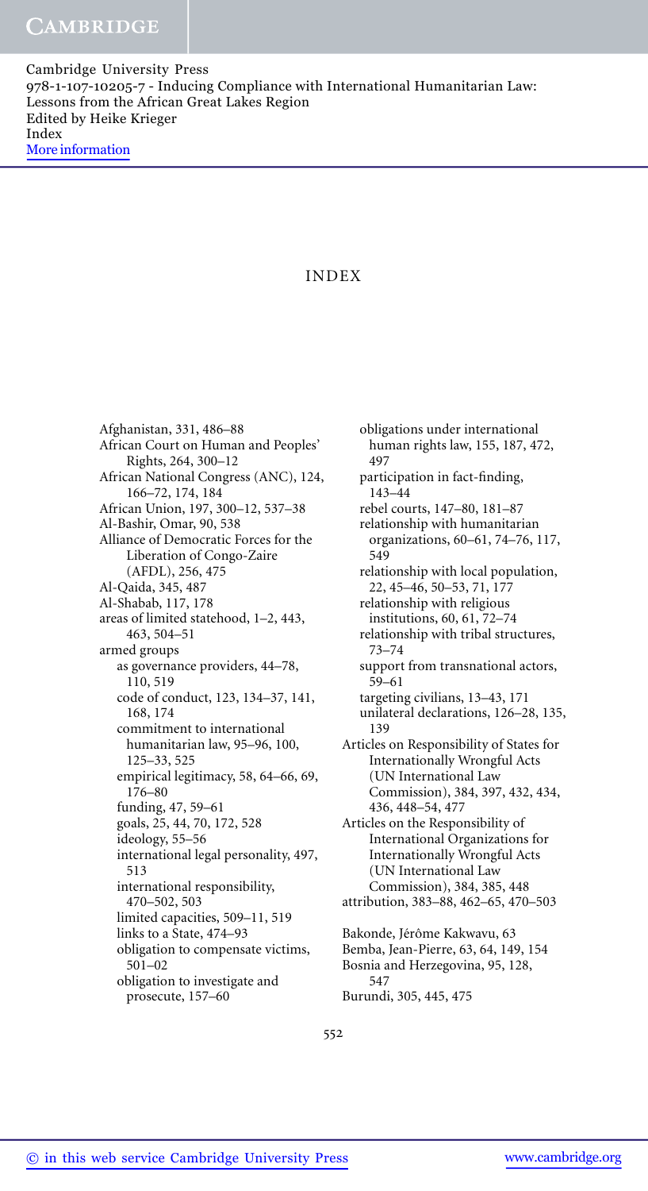# INDEX

Afghanistan, 331, 486–88
African Court on Human and Peoples' Rights, 264, 300–12
African National Congress (ANC), 124, 166–72, 174, 184
African Union, 197, 300–12, 537–38
Al-Bashir, Omar, 90, 538
Alliance of Democratic Forces for the Liberation of Congo-Zaire (AFDL), 256, 475
Al-Qaida, 345, 487
Al-Shabab, 117, 178
areas of limited statehood, 1–2, 443, 463, 504–51
armed groups
  as governance providers, 44–78, 110, 519
  code of conduct, 123, 134–37, 141, 168, 174
  commitment to international humanitarian law, 95–96, 100, 125–33, 525
  empirical legitimacy, 58, 64–66, 69, 176–80
  funding, 47, 59–61
  goals, 25, 44, 70, 172, 528
  ideology, 55–56
  international legal personality, 497, 513
  international responsibility, 470–502, 503
  limited capacities, 509–11, 519
  links to a State, 474–93
  obligation to compensate victims, 501–02
  obligation to investigate and prosecute, 157–60
  obligations under international human rights law, 155, 187, 472, 497
  participation in fact-finding, 143–44
  rebel courts, 147–80, 181–87
  relationship with humanitarian organizations, 60–61, 74–76, 117, 549
  relationship with local population, 22, 45–46, 50–53, 71, 177
  relationship with religious institutions, 60, 61, 72–74
  relationship with tribal structures, 73–74
  support from transnational actors, 59–61
  targeting civilians, 13–43, 171
  unilateral declarations, 126–28, 135, 139
Articles on Responsibility of States for Internationally Wrongful Acts (UN International Law Commission), 384, 397, 432, 434, 436, 448–54, 477
Articles on the Responsibility of International Organizations for Internationally Wrongful Acts (UN International Law Commission), 384, 385, 448
attribution, 383–88, 462–65, 470–503

Bakonde, Jérôme Kakwavu, 63
Bemba, Jean-Pierre, 63, 64, 149, 154
Bosnia and Herzegovina, 95, 128, 547
Burundi, 305, 445, 475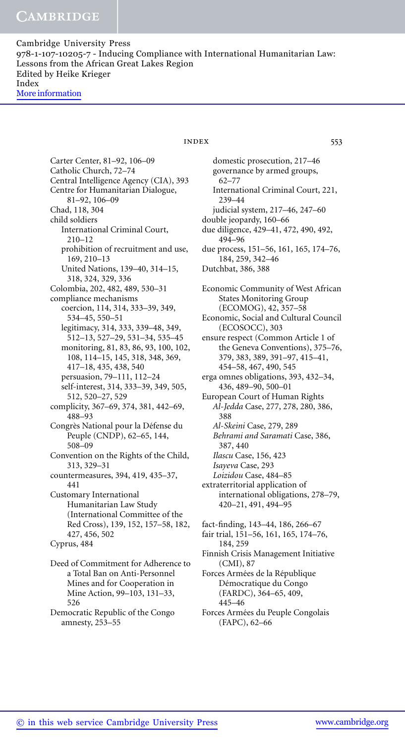Carter Center, 81–92, 106–09
Catholic Church, 72–74
Central Intelligence Agency (CIA), 393
Centre for Humanitarian Dialogue, 81–92, 106–09
Chad, 118, 304
child soldiers
- International Criminal Court, 210–12
- prohibition of recruitment and use, 169, 210–13
- United Nations, 139–40, 314–15, 318, 324, 329, 336

Colombia, 202, 482, 489, 530–31
compliance mechanisms
- coercion, 114, 314, 333–39, 349, 534–45, 550–51
- legitimacy, 314, 333, 339–48, 349, 512–13, 527–29, 531–34, 535–45
- monitoring, 81, 83, 86, 93, 100, 102, 108, 114–15, 145, 318, 348, 369, 417–18, 435, 438, 540
- persuasion, 79–111, 112–24
- self-interest, 314, 333–39, 349, 505, 512, 520–27, 529

complicity, 367–69, 374, 381, 442–69, 488–93
Congrès National pour la Défense du Peuple (CNDP), 62–65, 144, 508–09
Convention on the Rights of the Child, 313, 329–31
countermeasures, 394, 419, 435–37, 441
Customary International Humanitarian Law Study (International Committee of the Red Cross), 139, 152, 157–58, 182, 427, 456, 502
Cyprus, 484

Deed of Commitment for Adherence to a Total Ban on Anti-Personnel Mines and for Cooperation in Mine Action, 99–103, 131–33, 526
Democratic Republic of the Congo
- amnesty, 253–55
- domestic prosecution, 217–46
- governance by armed groups, 62–77
- International Criminal Court, 221, 239–44
- judicial system, 217–46, 247–60

double jeopardy, 160–66
due diligence, 429–41, 472, 490, 492, 494–96
due process, 151–56, 161, 165, 174–76, 184, 259, 342–46
Dutchbat, 386, 388

Economic Community of West African States Monitoring Group (ECOMOG), 42, 357–58
Economic, Social and Cultural Council (ECOSOCC), 303
ensure respect (Common Article 1 of the Geneva Conventions), 375–76, 379, 383, 389, 391–97, 415–41, 454–58, 467, 490, 545
erga omnes obligations, 393, 432–34, 436, 489–90, 500–01
European Court of Human Rights
- *Al-Jedda* Case, 277, 278, 280, 386, 388
- *Al-Skeini* Case, 279, 289
- *Behrami and Saramati* Case, 386, 387, 440
- *Ilascu* Case, 156, 423
- *Isayeva* Case, 293
- *Loizidou* Case, 484–85

extraterritorial application of international obligations, 278–79, 420–21, 491, 494–95

fact-finding, 143–44, 186, 266–67
fair trial, 151–56, 161, 165, 174–76, 184, 259
Finnish Crisis Management Initiative (CMI), 87
Forces Armées de la République Démocratique du Congo (FARDC), 364–65, 409, 445–46
Forces Armées du Peuple Congolais (FAPC), 62–66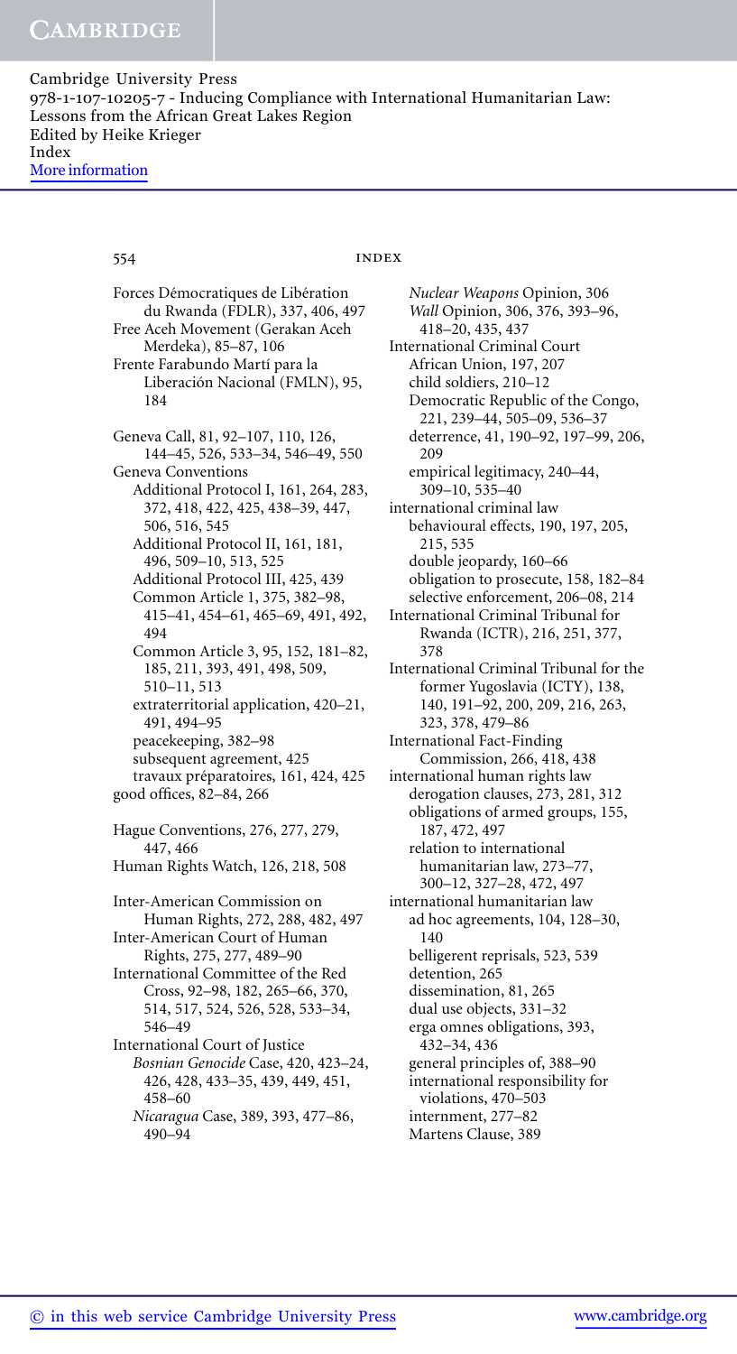Forces Démocratiques de Libération du Rwanda (FDLR), 337, 406, 497
Free Aceh Movement (Gerakan Aceh Merdeka), 85–87, 106
Frente Farabundo Martí para la Liberación Nacional (FMLN), 95, 184

Geneva Call, 81, 92–107, 110, 126, 144–45, 526, 533–34, 546–49, 550
Geneva Conventions
- Additional Protocol I, 161, 264, 283, 372, 418, 422, 425, 438–39, 447, 506, 516, 545
- Additional Protocol II, 161, 181, 496, 509–10, 513, 525
- Additional Protocol III, 425, 439
- Common Article 1, 375, 382–98, 415–41, 454–61, 465–69, 491, 492, 494
- Common Article 3, 95, 152, 181–82, 185, 211, 393, 491, 498, 509, 510–11, 513
- extraterritorial application, 420–21, 491, 494–95
- peacekeeping, 382–98
- subsequent agreement, 425
- travaux préparatoires, 161, 424, 425

good offices, 82–84, 266

Hague Conventions, 276, 277, 279, 447, 466
Human Rights Watch, 126, 218, 508

Inter-American Commission on Human Rights, 272, 288, 482, 497
Inter-American Court of Human Rights, 275, 277, 489–90
International Committee of the Red Cross, 92–98, 182, 265–66, 370, 514, 517, 524, 526, 528, 533–34, 546–49
International Court of Justice
- *Bosnian Genocide* Case, 420, 423–24, 426, 428, 433–35, 439, 449, 451, 458–60
- *Nicaragua* Case, 389, 393, 477–86, 490–94
- *Nuclear Weapons* Opinion, 306
- *Wall* Opinion, 306, 376, 393–96, 418–20, 435, 437

International Criminal Court
- African Union, 197, 207
- child soldiers, 210–12
- Democratic Republic of the Congo, 221, 239–44, 505–09, 536–37
- deterrence, 41, 190–92, 197–99, 206, 209
- empirical legitimacy, 240–44, 309–10, 535–40

international criminal law
- behavioural effects, 190, 197, 205, 215, 535
- double jeopardy, 160–66
- obligation to prosecute, 158, 182–84
- selective enforcement, 206–08, 214

International Criminal Tribunal for Rwanda (ICTR), 216, 251, 377, 378
International Criminal Tribunal for the former Yugoslavia (ICTY), 138, 140, 191–92, 200, 209, 216, 263, 323, 378, 479–86
International Fact-Finding Commission, 266, 418, 438
international human rights law
- derogation clauses, 273, 281, 312
- obligations of armed groups, 155, 187, 472, 497
- relation to international humanitarian law, 273–77, 300–12, 327–28, 472, 497

international humanitarian law
- ad hoc agreements, 104, 128–30, 140
- belligerent reprisals, 523, 539
- detention, 265
- dissemination, 81, 265
- dual use objects, 331–32
- erga omnes obligations, 393, 432–34, 436
- general principles of, 388–90
- international responsibility for violations, 470–503
- internment, 277–82
- Martens Clause, 389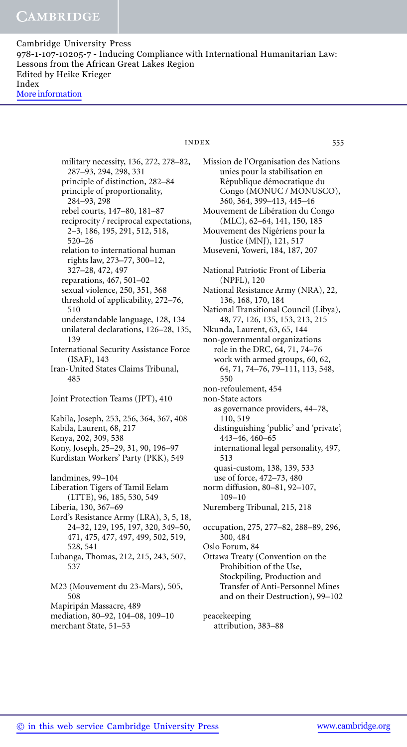military necessity, 136, 272, 278–82, 287–93, 294, 298, 331
principle of distinction, 282–84
principle of proportionality, 284–93, 298
rebel courts, 147–80, 181–87
reciprocity / reciprocal expectations, 2–3, 186, 195, 291, 512, 518, 520–26
relation to international human rights law, 273–77, 300–12, 327–28, 472, 497
reparations, 467, 501–02
sexual violence, 250, 351, 368
threshold of applicability, 272–76, 510
understandable language, 128, 134
unilateral declarations, 126–28, 135, 139

International Security Assistance Force (ISAF), 143
Iran-United States Claims Tribunal, 485

Joint Protection Teams (JPT), 410

Kabila, Joseph, 253, 256, 364, 367, 408
Kabila, Laurent, 68, 217
Kenya, 202, 309, 538
Kony, Joseph, 25–29, 31, 90, 196–97
Kurdistan Workers' Party (PKK), 549

landmines, 99–104
Liberation Tigers of Tamil Eelam (LTTE), 96, 185, 530, 549
Liberia, 130, 367–69
Lord's Resistance Army (LRA), 3, 5, 18, 24–32, 129, 195, 197, 320, 349–50, 471, 475, 477, 497, 499, 502, 519, 528, 541
Lubanga, Thomas, 212, 215, 243, 507, 537

M23 (Mouvement du 23-Mars), 505, 508
Mapiripán Massacre, 489
mediation, 80–92, 104–08, 109–10
merchant State, 51–53

Mission de l'Organisation des Nations unies pour la stabilisation en République démocratique du Congo (MONUC / MONUSCO), 360, 364, 399–413, 445–46
Mouvement de Libération du Congo (MLC), 62–64, 141, 150, 185
Mouvement des Nigériens pour la Justice (MNJ), 121, 517
Museveni, Yoweri, 184, 187, 207

National Patriotic Front of Liberia (NPFL), 120
National Resistance Army (NRA), 22, 136, 168, 170, 184
National Transitional Council (Libya), 48, 77, 126, 135, 153, 213, 215
Nkunda, Laurent, 63, 65, 144
non-governmental organizations
role in the DRC, 64, 71, 74–76
work with armed groups, 60, 62, 64, 71, 74–76, 79–111, 113, 548, 550
non-refoulement, 454
non-State actors
as governance providers, 44–78, 110, 519
distinguishing 'public' and 'private', 443–46, 460–65
international legal personality, 497, 513
quasi-custom, 138, 139, 533
use of force, 472–73, 480
norm diffusion, 80–81, 92–107, 109–10
Nuremberg Tribunal, 215, 218

occupation, 275, 277–82, 288–89, 296, 300, 484
Oslo Forum, 84
Ottawa Treaty (Convention on the Prohibition of the Use, Stockpiling, Production and Transfer of Anti-Personnel Mines and on their Destruction), 99–102

peacekeeping
attribution, 383–88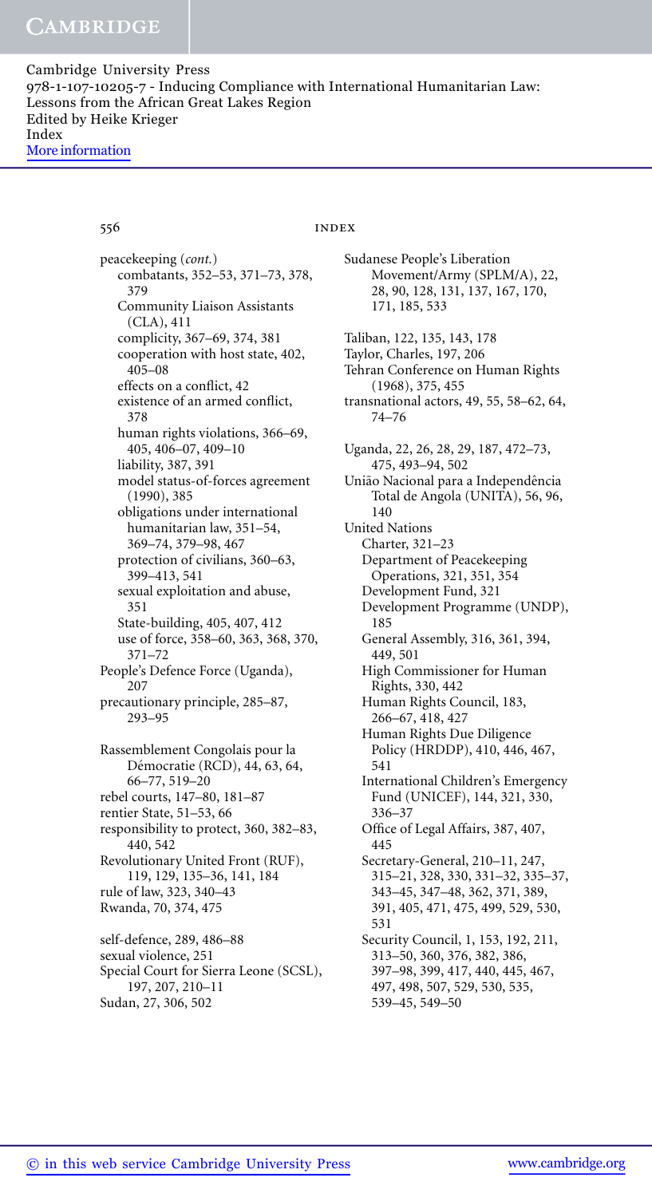peacekeeping (*cont.*)
- combatants, 352–53, 371–73, 378, 379
- Community Liaison Assistants (CLA), 411
- complicity, 367–69, 374, 381
- cooperation with host state, 402, 405–08
- effects on a conflict, 42
- existence of an armed conflict, 378
- human rights violations, 366–69, 405, 406–07, 409–10
- liability, 387, 391
- model status-of-forces agreement (1990), 385
- obligations under international humanitarian law, 351–54, 369–74, 379–98, 467
- protection of civilians, 360–63, 399–413, 541
- sexual exploitation and abuse, 351
- State-building, 405, 407, 412
- use of force, 358–60, 363, 368, 370, 371–72

People's Defence Force (Uganda), 207

precautionary principle, 285–87, 293–95

Rassemblement Congolais pour la Démocratie (RCD), 44, 63, 64, 66–77, 519–20

rebel courts, 147–80, 181–87

rentier State, 51–53, 66

responsibility to protect, 360, 382–83, 440, 542

Revolutionary United Front (RUF), 119, 129, 135–36, 141, 184

rule of law, 323, 340–43

Rwanda, 70, 374, 475

self-defence, 289, 486–88

sexual violence, 251

Special Court for Sierra Leone (SCSL), 197, 207, 210–11

Sudan, 27, 306, 502

Sudanese People's Liberation Movement/Army (SPLM/A), 22, 28, 90, 128, 131, 137, 167, 170, 171, 185, 533

Taliban, 122, 135, 143, 178

Taylor, Charles, 197, 206

Tehran Conference on Human Rights (1968), 375, 455

transnational actors, 49, 55, 58–62, 64, 74–76

Uganda, 22, 26, 28, 29, 187, 472–73, 475, 493–94, 502

União Nacional para a Independência Total de Angola (UNITA), 56, 96, 140

United Nations
- Charter, 321–23
- Department of Peacekeeping Operations, 321, 351, 354
- Development Fund, 321
- Development Programme (UNDP), 185
- General Assembly, 316, 361, 394, 449, 501
- High Commissioner for Human Rights, 330, 442
- Human Rights Council, 183, 266–67, 418, 427
- Human Rights Due Diligence Policy (HRDDP), 410, 446, 467, 541
- International Children's Emergency Fund (UNICEF), 144, 321, 330, 336–37
- Office of Legal Affairs, 387, 407, 445
- Secretary-General, 210–11, 247, 315–21, 328, 330, 331–32, 335–37, 343–45, 347–48, 362, 371, 389, 391, 405, 471, 475, 499, 529, 530, 531
- Security Council, 1, 153, 192, 211, 313–50, 360, 376, 382, 386, 397–98, 399, 417, 440, 445, 467, 497, 498, 507, 529, 530, 535, 539–45, 549–50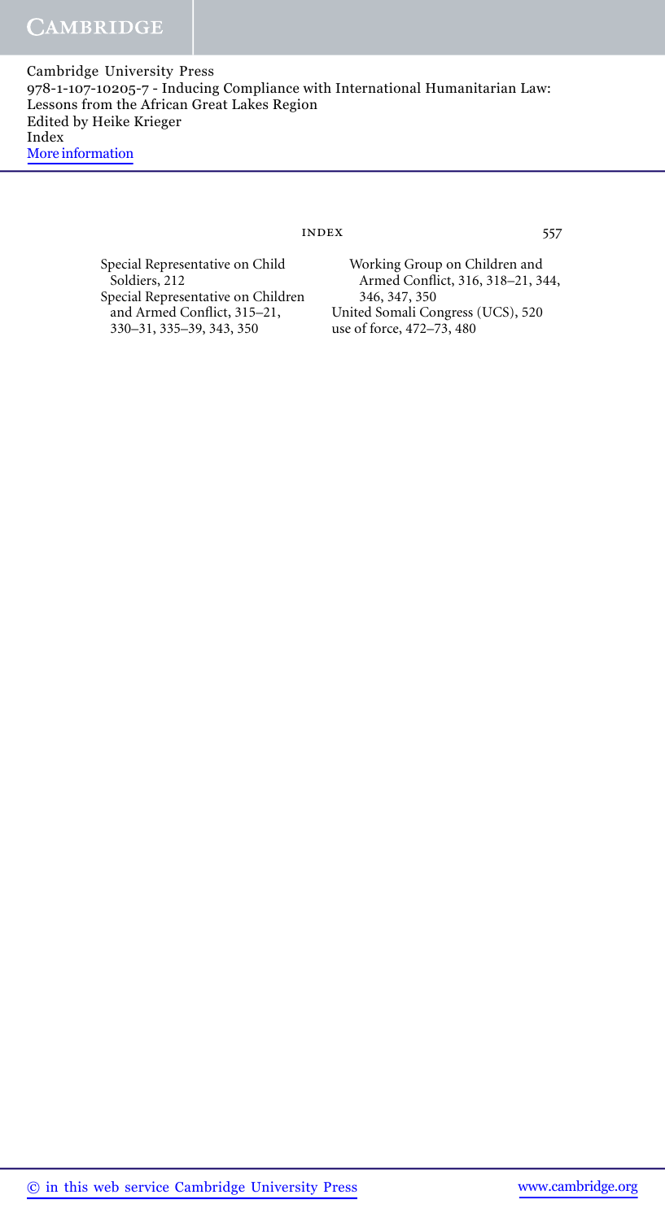Special Representative on Child Soldiers, 212

Special Representative on Children and Armed Conflict, 315–21, 330–31, 335–39, 343, 350

Working Group on Children and Armed Conflict, 316, 318–21, 344, 346, 347, 350

United Somali Congress (UCS), 520

use of force, 472–73, 480